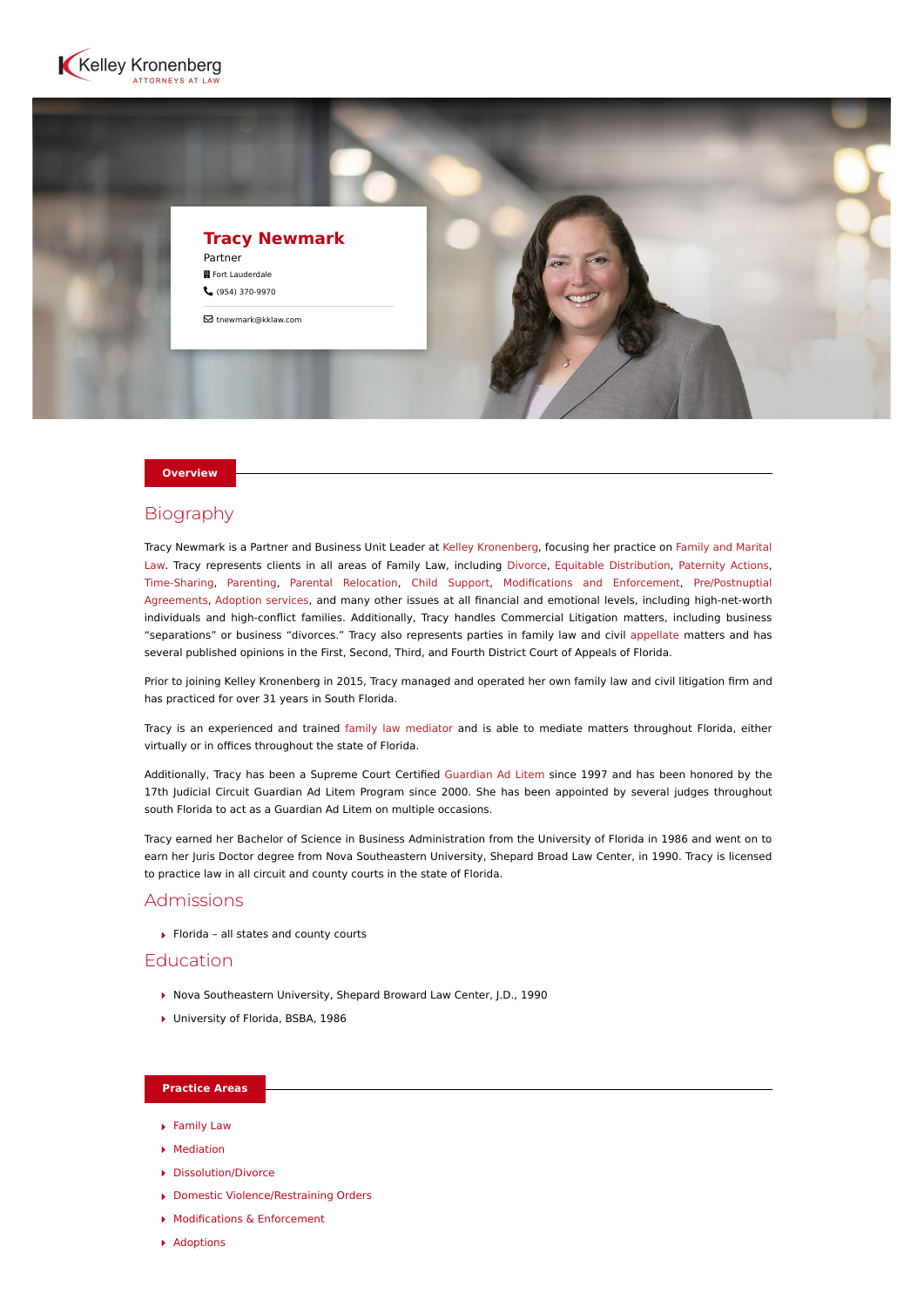Kelley Kronenberg
ATTORNEYS AT LAW

# Tracy Newmark

Partner

Fort Lauderdale

(954) 370-9970

tnewmark@kklaw.com

## Overview

### Biography

Tracy Newmark is a Partner and Business Unit Leader at Kelley Kronenberg, focusing her practice on Family and Marital Law. Tracy represents clients in all areas of Family Law, including Divorce, Equitable Distribution, Paternity Actions, Time-Sharing, Parenting, Parental Relocation, Child Support, Modifications and Enforcement, Pre/Postnuptial Agreements, Adoption services, and many other issues at all financial and emotional levels, including high-net-worth individuals and high-conflict families. Additionally, Tracy handles Commercial Litigation matters, including business "separations" or business "divorces." Tracy also represents parties in family law and civil appellate matters and has several published opinions in the First, Second, Third, and Fourth District Court of Appeals of Florida.

Prior to joining Kelley Kronenberg in 2015, Tracy managed and operated her own family law and civil litigation firm and has practiced for over 31 years in South Florida.

Tracy is an experienced and trained family law mediator and is able to mediate matters throughout Florida, either virtually or in offices throughout the state of Florida.

Additionally, Tracy has been a Supreme Court Certified Guardian Ad Litem since 1997 and has been honored by the 17th Judicial Circuit Guardian Ad Litem Program since 2000. She has been appointed by several judges throughout south Florida to act as a Guardian Ad Litem on multiple occasions.

Tracy earned her Bachelor of Science in Business Administration from the University of Florida in 1986 and went on to earn her Juris Doctor degree from Nova Southeastern University, Shepard Broad Law Center, in 1990. Tracy is licensed to practice law in all circuit and county courts in the state of Florida.

### Admissions

- Florida – all states and county courts

### Education

- Nova Southeastern University, Shepard Broward Law Center, J.D., 1990
- University of Florida, BSBA, 1986

## Practice Areas

- Family Law
- Mediation
- Dissolution/Divorce
- Domestic Violence/Restraining Orders
- Modifications & Enforcement
- Adoptions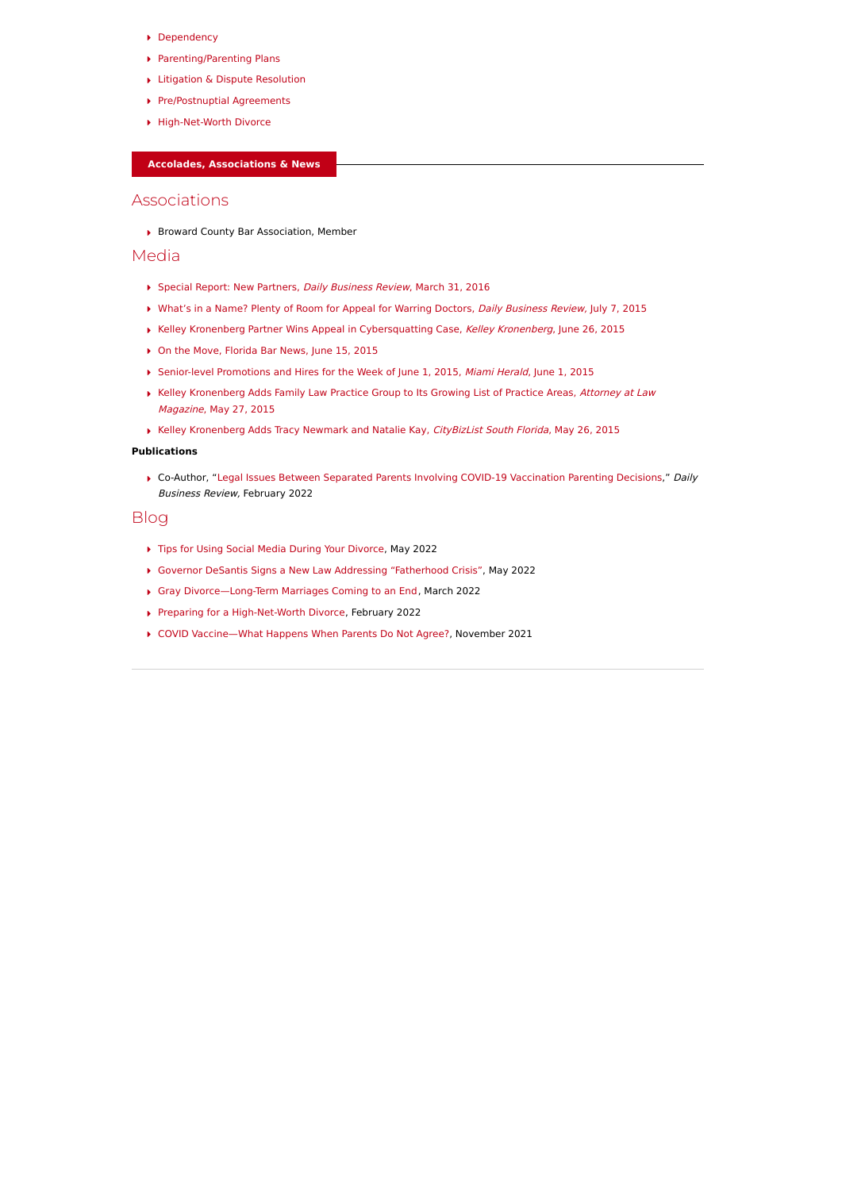- Dependency
- Parenting/Parenting Plans
- Litigation & Dispute Resolution
- Pre/Postnuptial Agreements
- High-Net-Worth Divorce

## Accolades, Associations & News

### Associations

- Broward County Bar Association, Member

### Media

- Special Report: New Partners, *Daily Business Review*, March 31, 2016
- What's in a Name? Plenty of Room for Appeal for Warring Doctors, *Daily Business Review*, July 7, 2015
- Kelley Kronenberg Partner Wins Appeal in Cybersquatting Case, *Kelley Kronenberg*, June 26, 2015
- On the Move, Florida Bar News, June 15, 2015
- Senior-level Promotions and Hires for the Week of June 1, 2015, *Miami Herald*, June 1, 2015
- Kelley Kronenberg Adds Family Law Practice Group to Its Growing List of Practice Areas, *Attorney at Law Magazine*, May 27, 2015
- Kelley Kronenberg Adds Tracy Newmark and Natalie Kay, *CityBizList South Florida*, May 26, 2015

**Publications**

- Co-Author, "Legal Issues Between Separated Parents Involving COVID-19 Vaccination Parenting Decisions," *Daily Business Review,* February 2022

### Blog

- Tips for Using Social Media During Your Divorce, May 2022
- Governor DeSantis Signs a New Law Addressing "Fatherhood Crisis", May 2022
- Gray Divorce—Long-Term Marriages Coming to an End, March 2022
- Preparing for a High-Net-Worth Divorce, February 2022
- COVID Vaccine—What Happens When Parents Do Not Agree?, November 2021